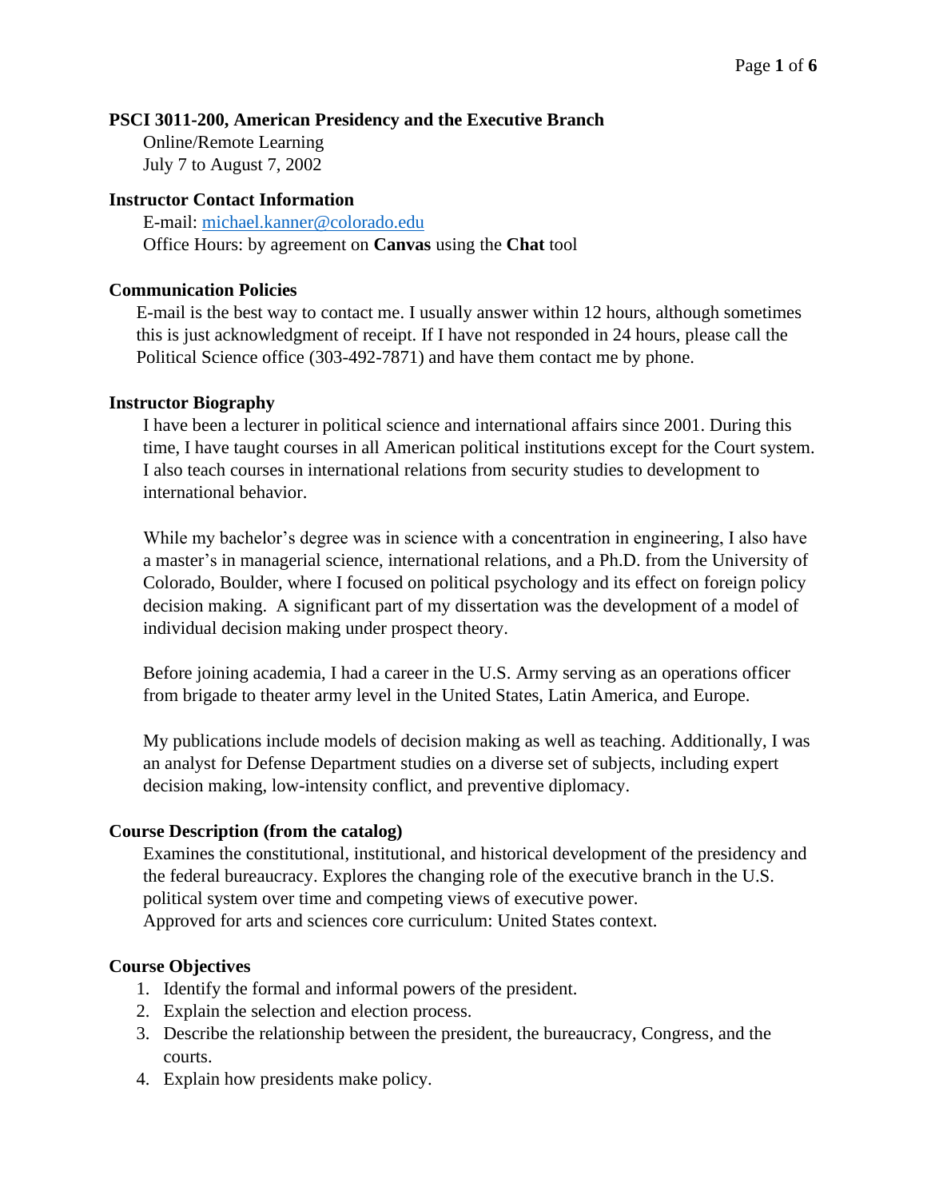**PSCI 3011-200, American Presidency and the Executive Branch**

Online/Remote Learning
July 7 to August 7, 2002

**Instructor Contact Information**

E-mail: [michael.kanner@colorado.edu](mailto:michael.kanner@colorado.edu)
Office Hours: by agreement on **Canvas** using the **Chat** tool

**Communication Policies**

E-mail is the best way to contact me. I usually answer within 12 hours, although sometimes this is just acknowledgment of receipt. If I have not responded in 24 hours, please call the Political Science office (303-492-7871) and have them contact me by phone.

**Instructor Biography**

I have been a lecturer in political science and international affairs since 2001. During this time, I have taught courses in all American political institutions except for the Court system. I also teach courses in international relations from security studies to development to international behavior.

While my bachelor's degree was in science with a concentration in engineering, I also have a master's in managerial science, international relations, and a Ph.D. from the University of Colorado, Boulder, where I focused on political psychology and its effect on foreign policy decision making. A significant part of my dissertation was the development of a model of individual decision making under prospect theory.

Before joining academia, I had a career in the U.S. Army serving as an operations officer from brigade to theater army level in the United States, Latin America, and Europe.

My publications include models of decision making as well as teaching. Additionally, I was an analyst for Defense Department studies on a diverse set of subjects, including expert decision making, low-intensity conflict, and preventive diplomacy.

**Course Description (from the catalog)**

Examines the constitutional, institutional, and historical development of the presidency and the federal bureaucracy. Explores the changing role of the executive branch in the U.S. political system over time and competing views of executive power.
Approved for arts and sciences core curriculum: United States context.

**Course Objectives**

1. Identify the formal and informal powers of the president.
2. Explain the selection and election process.
3. Describe the relationship between the president, the bureaucracy, Congress, and the courts.
4. Explain how presidents make policy.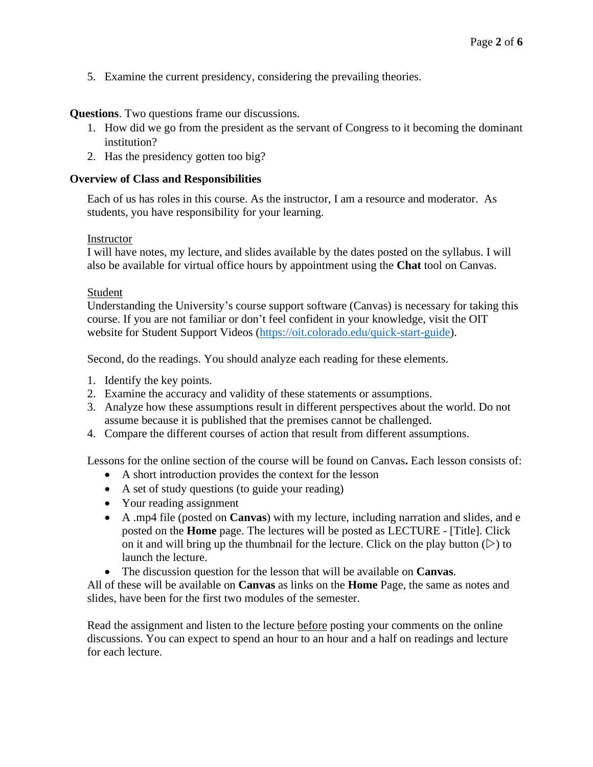5. Examine the current presidency, considering the prevailing theories.

**Questions**. Two questions frame our discussions.

1. How did we go from the president as the servant of Congress to it becoming the dominant institution?
2. Has the presidency gotten too big?

**Overview of Class and Responsibilities**

Each of us has roles in this course. As the instructor, I am a resource and moderator. As students, you have responsibility for your learning.

<u>Instructor</u>
I will have notes, my lecture, and slides available by the dates posted on the syllabus. I will also be available for virtual office hours by appointment using the **Chat** tool on Canvas.

<u>Student</u>
Understanding the University's course support software (Canvas) is necessary for taking this course. If you are not familiar or don't feel confident in your knowledge, visit the OIT website for Student Support Videos (https://oit.colorado.edu/quick-start-guide).

Second, do the readings. You should analyze each reading for these elements.

1. Identify the key points.
2. Examine the accuracy and validity of these statements or assumptions.
3. Analyze how these assumptions result in different perspectives about the world. Do not assume because it is published that the premises cannot be challenged.
4. Compare the different courses of action that result from different assumptions.

Lessons for the online section of the course will be found on Canvas**.** Each lesson consists of:

- A short introduction provides the context for the lesson
- A set of study questions (to guide your reading)
- Your reading assignment
- A .mp4 file (posted on **Canvas**) with my lecture, including narration and slides, and e posted on the **Home** page. The lectures will be posted as LECTURE - [Title]. Click on it and will bring up the thumbnail for the lecture. Click on the play button (▷) to launch the lecture.
- The discussion question for the lesson that will be available on **Canvas**.

All of these will be available on **Canvas** as links on the **Home** Page, the same as notes and slides, have been for the first two modules of the semester.

Read the assignment and listen to the lecture <u>before</u> posting your comments on the online discussions. You can expect to spend an hour to an hour and a half on readings and lecture for each lecture.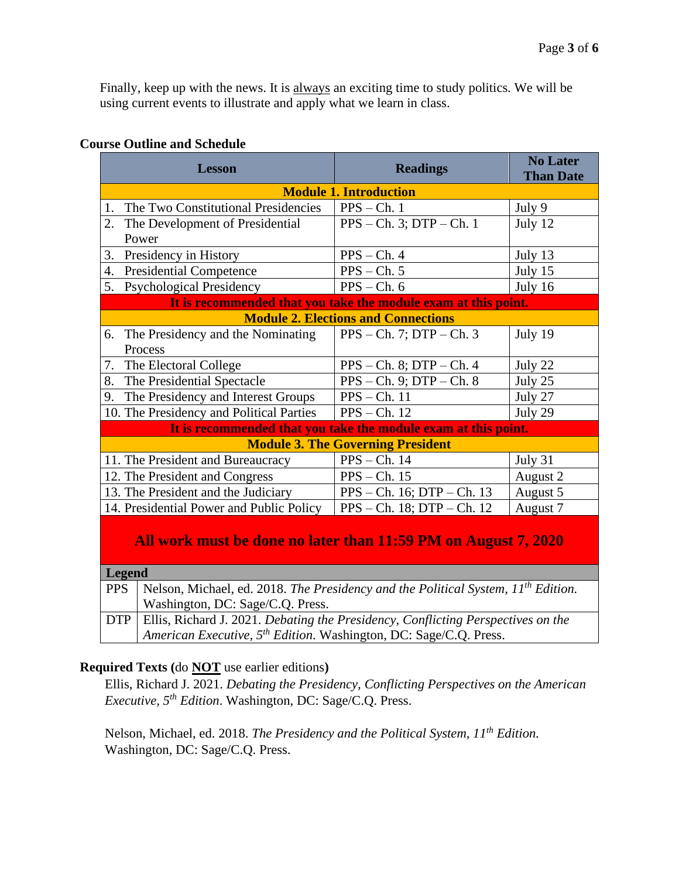Finally, keep up with the news. It is always an exciting time to study politics. We will be using current events to illustrate and apply what we learn in class.

**Course Outline and Schedule**

| Lesson | Readings | No Later Than Date |
|---|---|---|
| **Module 1. Introduction** | | |
| 1. The Two Constitutional Presidencies | PPS – Ch. 1 | July 9 |
| 2. The Development of Presidential Power | PPS – Ch. 3; DTP – Ch. 1 | July 12 |
| 3. Presidency in History | PPS – Ch. 4 | July 13 |
| 4. Presidential Competence | PPS – Ch. 5 | July 15 |
| 5. Psychological Presidency | PPS – Ch. 6 | July 16 |
| **It is recommended that you take the module exam at this point.** | | |
| **Module 2. Elections and Connections** | | |
| 6. The Presidency and the Nominating Process | PPS – Ch. 7; DTP – Ch. 3 | July 19 |
| 7. The Electoral College | PPS – Ch. 8; DTP – Ch. 4 | July 22 |
| 8. The Presidential Spectacle | PPS – Ch. 9; DTP – Ch. 8 | July 25 |
| 9. The Presidency and Interest Groups | PPS – Ch. 11 | July 27 |
| 10. The Presidency and Political Parties | PPS – Ch. 12 | July 29 |
| **It is recommended that you take the module exam at this point.** | | |
| **Module 3. The Governing President** | | |
| 11. The President and Bureaucracy | PPS – Ch. 14 | July 31 |
| 12. The President and Congress | PPS – Ch. 15 | August 2 |
| 13. The President and the Judiciary | PPS – Ch. 16; DTP – Ch. 13 | August 5 |
| 14. Presidential Power and Public Policy | PPS – Ch. 18; DTP – Ch. 12 | August 7 |
| **All work must be done no later than 11:59 PM on August 7, 2020** | | |

| Legend | |
|---|---|
| PPS | Nelson, Michael, ed. 2018. *The Presidency and the Political System, 11th Edition.* Washington, DC: Sage/C.Q. Press. |
| DTP | Ellis, Richard J. 2021. *Debating the Presidency, Conflicting Perspectives on the American Executive, 5th Edition*. Washington, DC: Sage/C.Q. Press. |

**Required Texts (**do **NOT** use earlier editions**)**

Ellis, Richard J. 2021. *Debating the Presidency, Conflicting Perspectives on the American Executive, 5th Edition*. Washington, DC: Sage/C.Q. Press.

Nelson, Michael, ed. 2018. *The Presidency and the Political System, 11th Edition.* Washington, DC: Sage/C.Q. Press.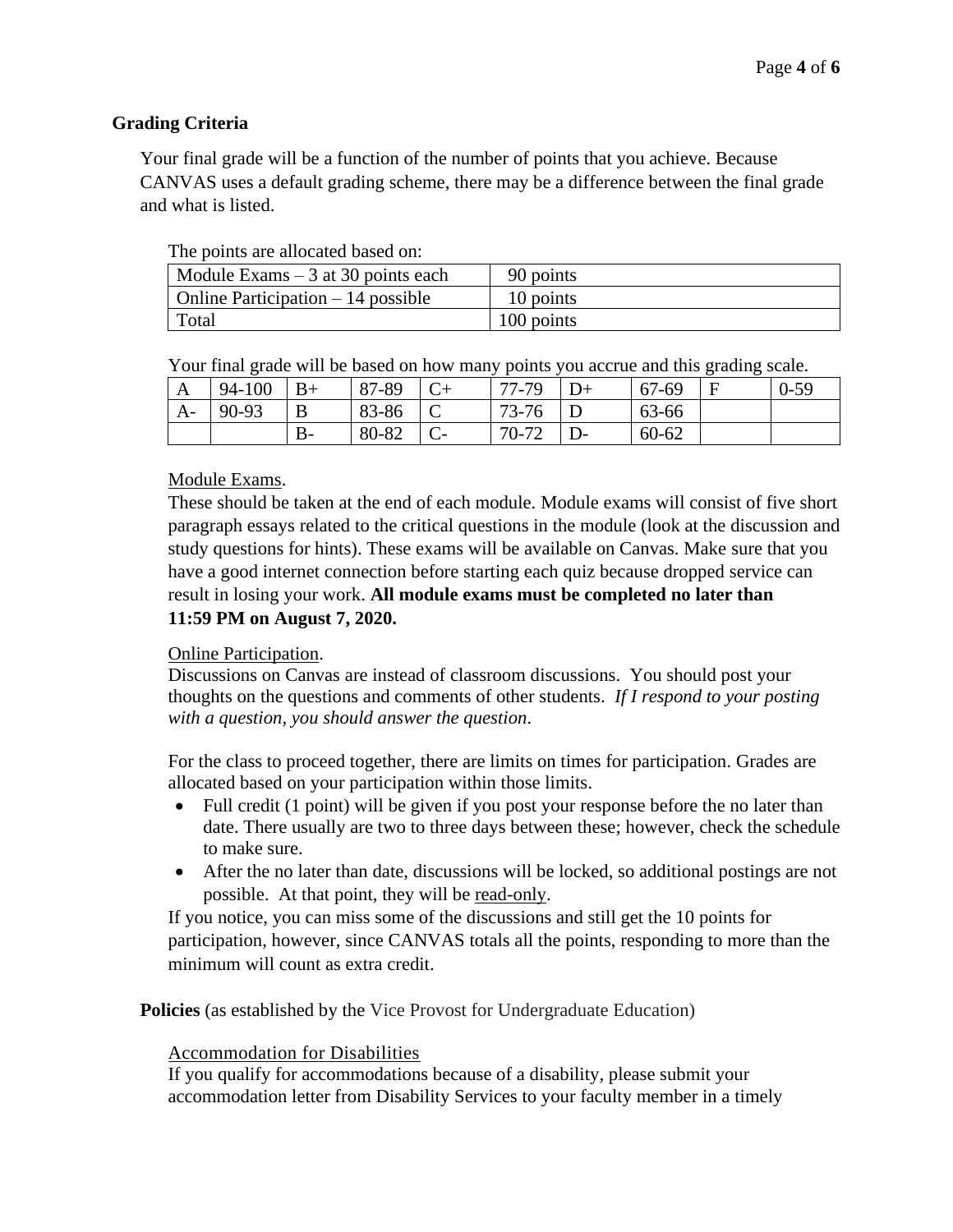## Grading Criteria

Your final grade will be a function of the number of points that you achieve. Because CANVAS uses a default grading scheme, there may be a difference between the final grade and what is listed.

The points are allocated based on:

| | |
|---|---|
| Module Exams – 3 at 30 points each | 90 points |
| Online Participation – 14 possible | 10 points |
| Total | 100 points |

Your final grade will be based on how many points you accrue and this grading scale.

| | | | | | | | | | |
|---|---|---|---|---|---|---|---|---|---|
| A | 94-100 | B+ | 87-89 | C+ | 77-79 | D+ | 67-69 | F | 0-59 |
| A- | 90-93 | B | 83-86 | C | 73-76 | D | 63-66 | | |
| | | B- | 80-82 | C- | 70-72 | D- | 60-62 | | |

Module Exams.

These should be taken at the end of each module. Module exams will consist of five short paragraph essays related to the critical questions in the module (look at the discussion and study questions for hints). These exams will be available on Canvas. Make sure that you have a good internet connection before starting each quiz because dropped service can result in losing your work. **All module exams must be completed no later than 11:59 PM on August 7, 2020.**

Online Participation.

Discussions on Canvas are instead of classroom discussions. You should post your thoughts on the questions and comments of other students. *If I respond to your posting with a question, you should answer the question*.

For the class to proceed together, there are limits on times for participation. Grades are allocated based on your participation within those limits.

- Full credit (1 point) will be given if you post your response before the no later than date. There usually are two to three days between these; however, check the schedule to make sure.
- After the no later than date, discussions will be locked, so additional postings are not possible. At that point, they will be read-only.

If you notice, you can miss some of the discussions and still get the 10 points for participation, however, since CANVAS totals all the points, responding to more than the minimum will count as extra credit.

**Policies** (as established by the Vice Provost for Undergraduate Education)

Accommodation for Disabilities

If you qualify for accommodations because of a disability, please submit your accommodation letter from Disability Services to your faculty member in a timely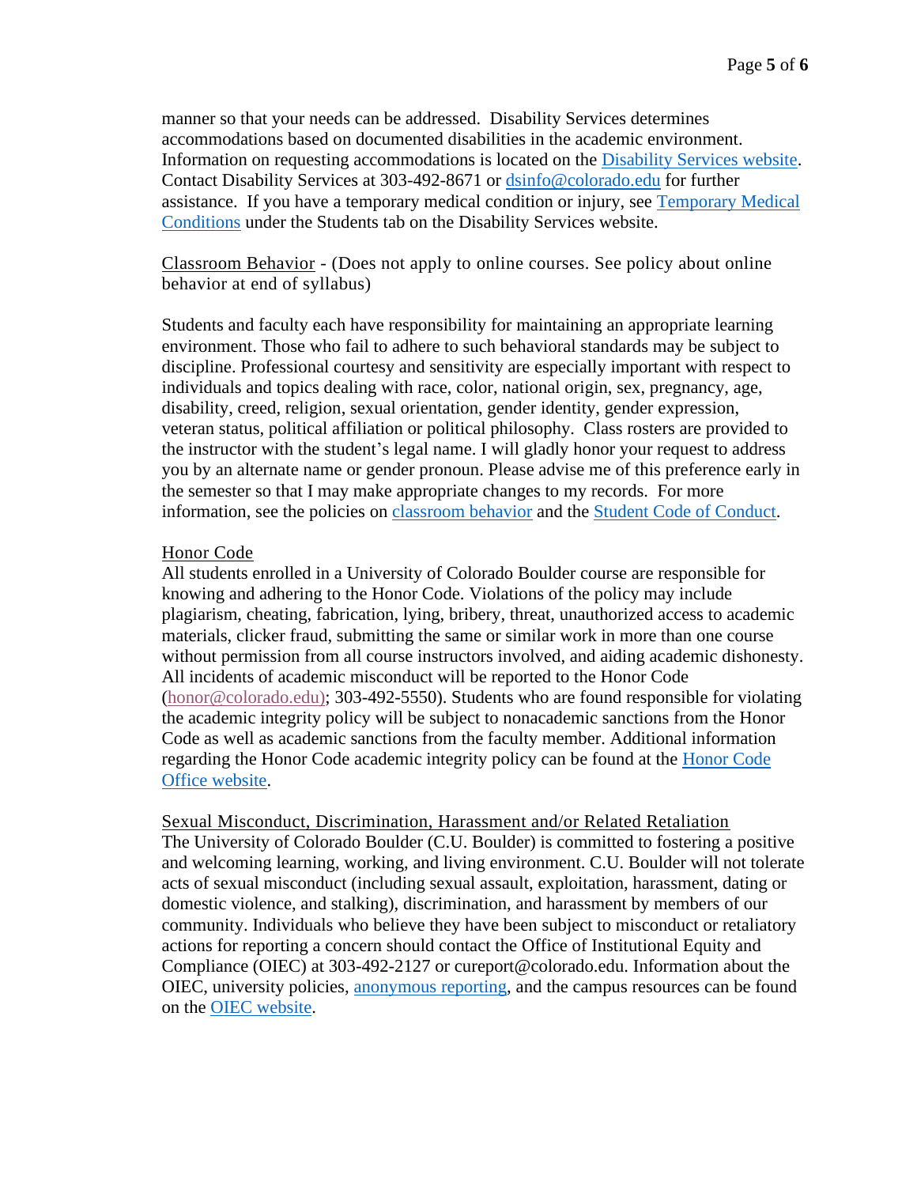manner so that your needs can be addressed. Disability Services determines accommodations based on documented disabilities in the academic environment. Information on requesting accommodations is located on the [Disability Services website](). Contact Disability Services at 303-492-8671 or [dsinfo@colorado.edu]() for further assistance. If you have a temporary medical condition or injury, see [Temporary Medical Conditions]() under the Students tab on the Disability Services website.

Classroom Behavior - (Does not apply to online courses. See policy about online behavior at end of syllabus)

Students and faculty each have responsibility for maintaining an appropriate learning environment. Those who fail to adhere to such behavioral standards may be subject to discipline. Professional courtesy and sensitivity are especially important with respect to individuals and topics dealing with race, color, national origin, sex, pregnancy, age, disability, creed, religion, sexual orientation, gender identity, gender expression, veteran status, political affiliation or political philosophy. Class rosters are provided to the instructor with the student's legal name. I will gladly honor your request to address you by an alternate name or gender pronoun. Please advise me of this preference early in the semester so that I may make appropriate changes to my records. For more information, see the policies on [classroom behavior]() and the [Student Code of Conduct]().

Honor Code

All students enrolled in a University of Colorado Boulder course are responsible for knowing and adhering to the Honor Code. Violations of the policy may include plagiarism, cheating, fabrication, lying, bribery, threat, unauthorized access to academic materials, clicker fraud, submitting the same or similar work in more than one course without permission from all course instructors involved, and aiding academic dishonesty. All incidents of academic misconduct will be reported to the Honor Code (honor@colorado.edu); 303-492-5550). Students who are found responsible for violating the academic integrity policy will be subject to nonacademic sanctions from the Honor Code as well as academic sanctions from the faculty member. Additional information regarding the Honor Code academic integrity policy can be found at the [Honor Code Office website]().

Sexual Misconduct, Discrimination, Harassment and/or Related Retaliation

The University of Colorado Boulder (C.U. Boulder) is committed to fostering a positive and welcoming learning, working, and living environment. C.U. Boulder will not tolerate acts of sexual misconduct (including sexual assault, exploitation, harassment, dating or domestic violence, and stalking), discrimination, and harassment by members of our community. Individuals who believe they have been subject to misconduct or retaliatory actions for reporting a concern should contact the Office of Institutional Equity and Compliance (OIEC) at 303-492-2127 or cureport@colorado.edu. Information about the OIEC, university policies, [anonymous reporting](), and the campus resources can be found on the [OIEC website]().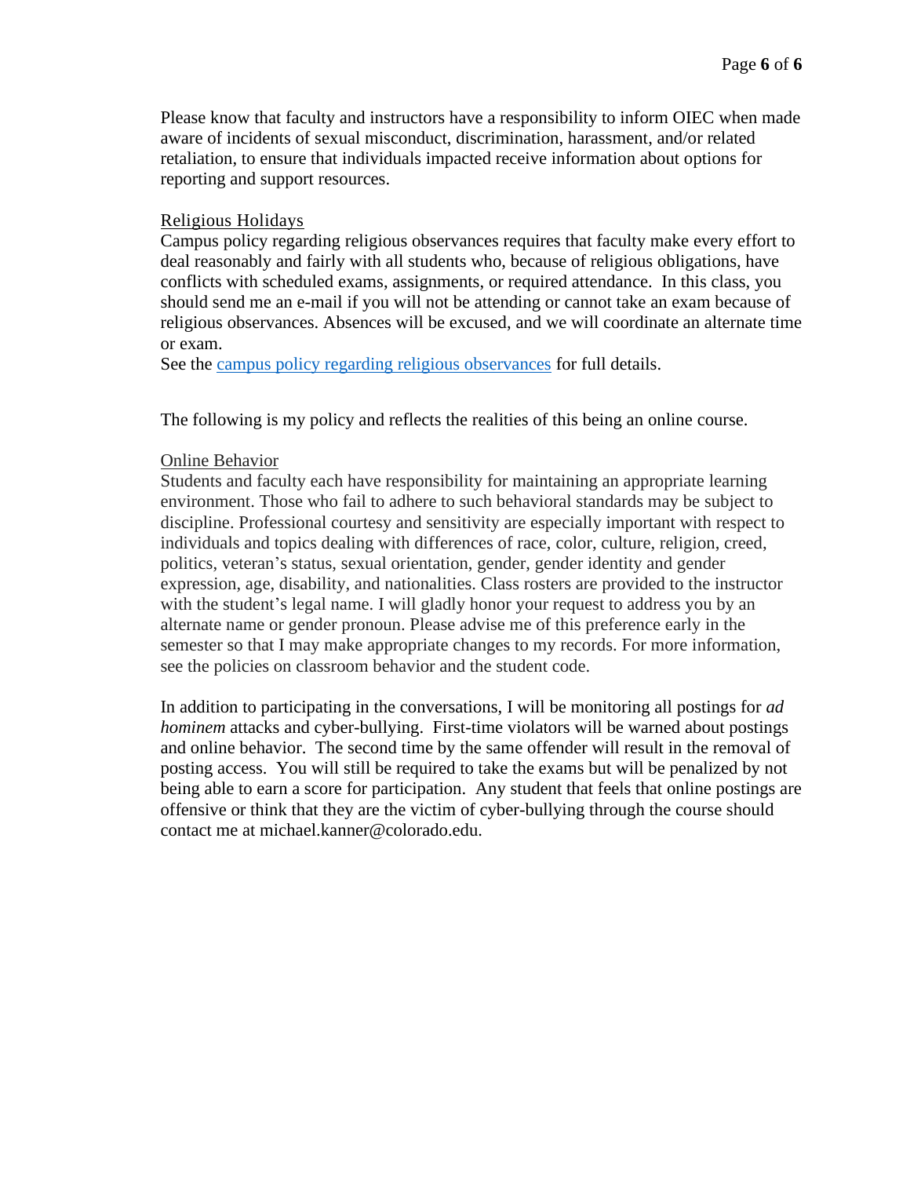Please know that faculty and instructors have a responsibility to inform OIEC when made aware of incidents of sexual misconduct, discrimination, harassment, and/or related retaliation, to ensure that individuals impacted receive information about options for reporting and support resources.

Religious Holidays

Campus policy regarding religious observances requires that faculty make every effort to deal reasonably and fairly with all students who, because of religious obligations, have conflicts with scheduled exams, assignments, or required attendance. In this class, you should send me an e-mail if you will not be attending or cannot take an exam because of religious observances. Absences will be excused, and we will coordinate an alternate time or exam.

See the campus policy regarding religious observances for full details.

The following is my policy and reflects the realities of this being an online course.

Online Behavior

Students and faculty each have responsibility for maintaining an appropriate learning environment. Those who fail to adhere to such behavioral standards may be subject to discipline. Professional courtesy and sensitivity are especially important with respect to individuals and topics dealing with differences of race, color, culture, religion, creed, politics, veteran's status, sexual orientation, gender, gender identity and gender expression, age, disability, and nationalities. Class rosters are provided to the instructor with the student's legal name. I will gladly honor your request to address you by an alternate name or gender pronoun. Please advise me of this preference early in the semester so that I may make appropriate changes to my records. For more information, see the policies on classroom behavior and the student code.

In addition to participating in the conversations, I will be monitoring all postings for *ad hominem* attacks and cyber-bullying. First-time violators will be warned about postings and online behavior. The second time by the same offender will result in the removal of posting access. You will still be required to take the exams but will be penalized by not being able to earn a score for participation. Any student that feels that online postings are offensive or think that they are the victim of cyber-bullying through the course should contact me at michael.kanner@colorado.edu.